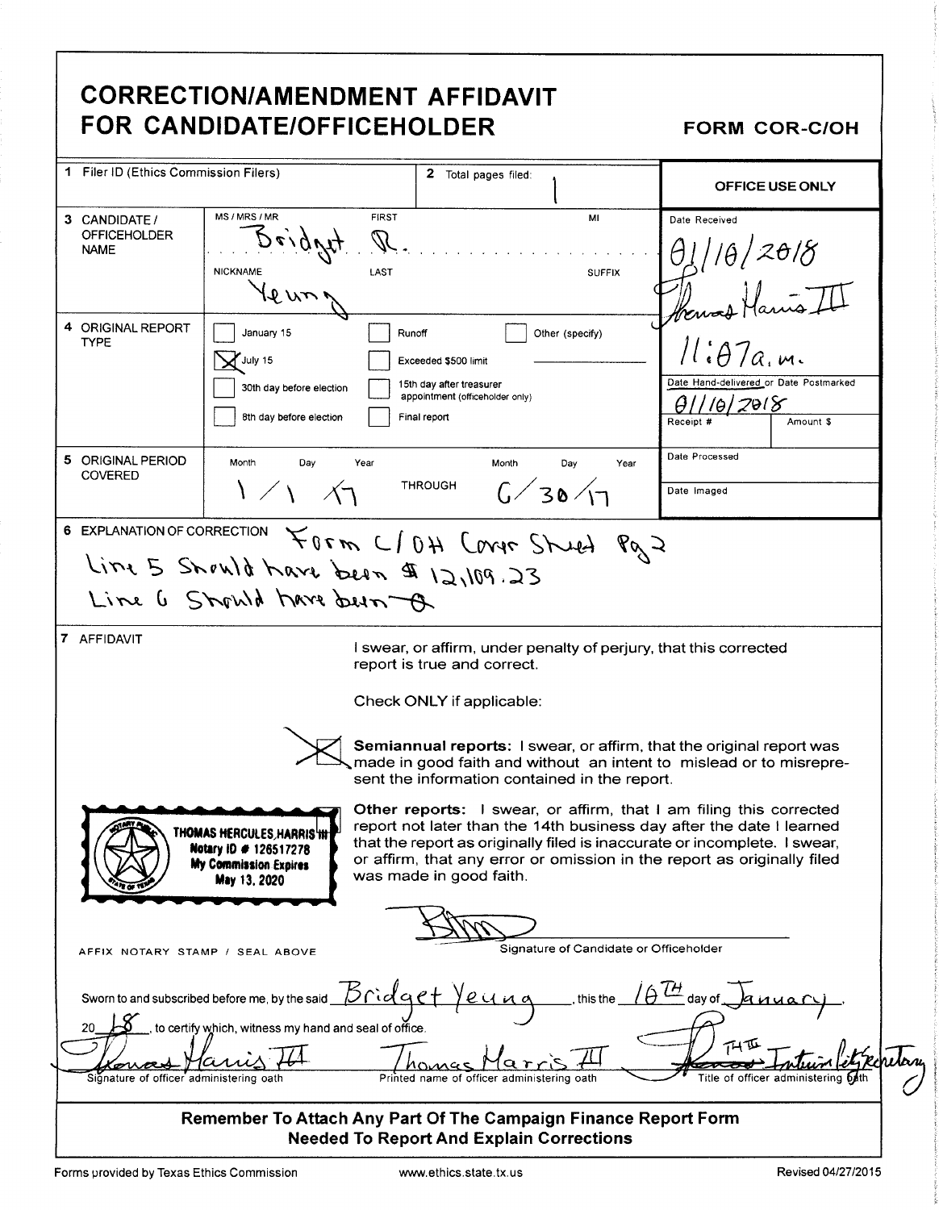# CORRECTION/AMENDMENT AFFIDAVIT FOR CANDIDATE/OFFICEHOLDER

**FORM COR-C/OH**

1 Filer ID (Ethics Commission Filers)

2 Total pages filed: 1

**OFFICE USE ONLY**

Date Received: 01/10/2018
Thomas Harris III
11:07 a.m.

Date Hand-delivered or Date Postmarked: 01/10/2018

Receipt # | Amount $

Date Processed

Date Imaged

3 CANDIDATE / OFFICEHOLDER NAME

MS / MRS / MR | FIRST: Bridget | MI: R.

NICKNAME | LAST: Yeung | SUFFIX

4 ORIGINAL REPORT TYPE

- [ ] January 15
- [x] July 15
- [ ] 30th day before election
- [ ] 8th day before election
- [ ] Runoff
- [ ] Exceeded $500 limit
- [ ] 15th day after treasurer appointment (officeholder only)
- [ ] Final report
- [ ] Other (specify)

5 ORIGINAL PERIOD COVERED

Month Day Year: 1 / 1 / 17 THROUGH Month Day Year: 6 / 30 / 17

6 EXPLANATION OF CORRECTION

Form C/OH Cover Sheet Pg 2
Line 5 Should have been $ 12,109.23
Line 6 Should have been 0

7 AFFIDAVIT

I swear, or affirm, under penalty of perjury, that this corrected report is true and correct.

Check ONLY if applicable:

- [x] **Semiannual reports:** I swear, or affirm, that the original report was made in good faith and without an intent to mislead or to misrepresent the information contained in the report.

- [ ] **Other reports:** I swear, or affirm, that I am filing this corrected report not later than the 14th business day after the date I learned that the report as originally filed is inaccurate or incomplete. I swear, or affirm, that any error or omission in the report as originally filed was made in good faith.

THOMAS HERCULES HARRIS III
Notary ID # 126517278
My Commission Expires
May 13, 2020

AFFIX NOTARY STAMP / SEAL ABOVE

Signature of Candidate or Officeholder

Sworn to and subscribed before me, by the said Bridget Yeung, this the 10th day of January, 2018, to certify which, witness my hand and seal of office.

Thomas Harris III | Thomas Harris III | Interim City Secretary
---|---|---
Signature of officer administering oath | Printed name of officer administering oath | Title of officer administering oath

**Remember To Attach Any Part Of The Campaign Finance Report Form Needed To Report And Explain Corrections**

Forms provided by Texas Ethics Commission | www.ethics.state.tx.us | Revised 04/27/2015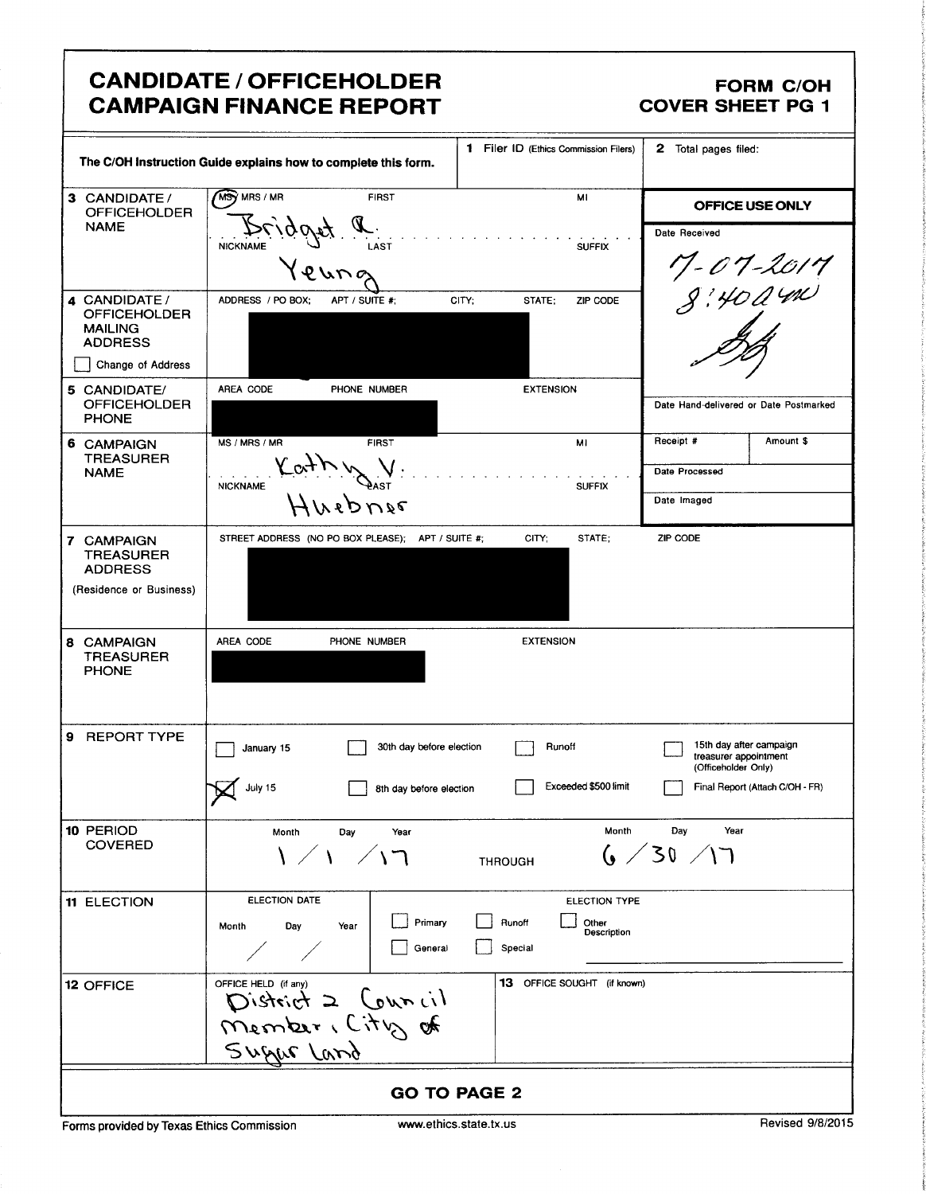# CANDIDATE / OFFICEHOLDER CAMPAIGN FINANCE REPORT

## FORM C/OH COVER SHEET PG 1

The C/OH Instruction Guide explains how to complete this form.

**1** Filer ID (Ethics Commission Filers)

**2** Total pages filed:

| | | |
|---|---|---|
| **3** CANDIDATE / OFFICEHOLDER NAME | MS / MRS / MR: MS; FIRST: Bridget; MI: R.; NICKNAME; LAST: Yeung; SUFFIX | **OFFICE USE ONLY** Date Received: 7-07-2017 8:40am |
| **4** CANDIDATE / OFFICEHOLDER MAILING ADDRESS ☐ Change of Address | ADDRESS / PO BOX; APT / SUITE #; CITY; STATE; ZIP CODE [redacted] | |
| **5** CANDIDATE/ OFFICEHOLDER PHONE | AREA CODE; PHONE NUMBER; EXTENSION [redacted] | Date Hand-delivered or Date Postmarked |
| **6** CAMPAIGN TREASURER NAME | MS / MRS / MR; FIRST: Kathy; MI: V.; NICKNAME; LAST: Huebner; SUFFIX | Receipt # / Amount $ / Date Processed / Date Imaged |
| **7** CAMPAIGN TREASURER ADDRESS (Residence or Business) | STREET ADDRESS (NO PO BOX PLEASE); APT / SUITE #; CITY; STATE; ZIP CODE [redacted] | |
| **8** CAMPAIGN TREASURER PHONE | AREA CODE; PHONE NUMBER; EXTENSION [redacted] | |

**9 REPORT TYPE**

- ☐ January 15
- ☒ July 15
- ☐ 30th day before election
- ☐ 8th day before election
- ☐ Runoff
- ☐ Exceeded $500 limit
- ☐ 15th day after campaign treasurer appointment (Officeholder Only)
- ☐ Final Report (Attach C/OH - FR)

**10 PERIOD COVERED**

Month / Day / Year: 1 / 1 / 17 THROUGH Month / Day / Year: 6 / 30 / 17

**11 ELECTION**

ELECTION DATE: Month / Day / Year: / /

ELECTION TYPE: ☐ Primary ☐ General ☐ Runoff ☐ Special ☐ Other Description

**12 OFFICE**

OFFICE HELD (if any): District 2 Council Member, City of Sugar Land

**13** OFFICE SOUGHT (if known):

**GO TO PAGE 2**

Forms provided by Texas Ethics Commission www.ethics.state.tx.us Revised 9/8/2015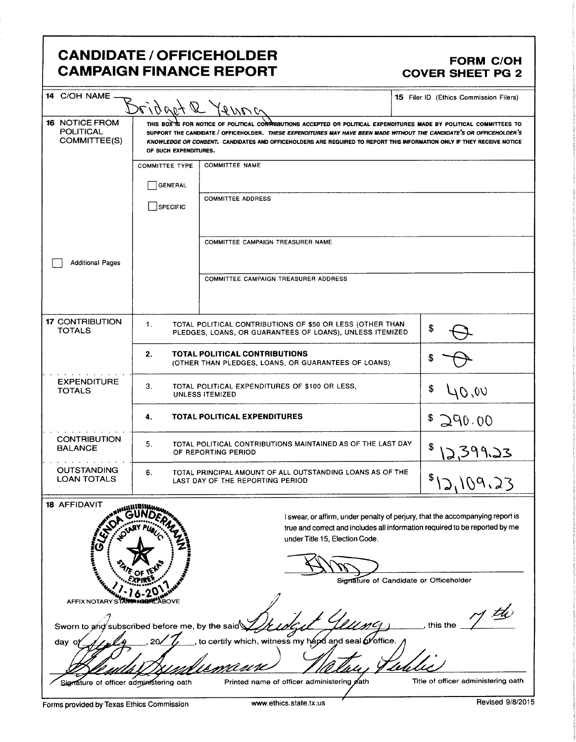# CANDIDATE / OFFICEHOLDER CAMPAIGN FINANCE REPORT

**FORM C/OH COVER SHEET PG 2**

| | | |
|---|---|---|
| 14 C/OH NAME | Bridget R Young | 15 Filer ID (Ethics Commission Filers) |

**16 NOTICE FROM POLITICAL COMMITTEE(S)**

THIS BOX IS FOR NOTICE OF POLITICAL CONTRIBUTIONS ACCEPTED OR POLITICAL EXPENDITURES MADE BY POLITICAL COMMITTEES TO SUPPORT THE CANDIDATE / OFFICEHOLDER. *THESE EXPENDITURES MAY HAVE BEEN MADE WITHOUT THE CANDIDATE'S OR OFFICEHOLDER'S KNOWLEDGE OR CONSENT.* CANDIDATES AND OFFICEHOLDERS ARE REQUIRED TO REPORT THIS INFORMATION ONLY IF THEY RECEIVE NOTICE OF SUCH EXPENDITURES.

| COMMITTEE TYPE | |
|---|---|
| ☐ GENERAL | COMMITTEE NAME |
| ☐ SPECIFIC | COMMITTEE ADDRESS |
| | COMMITTEE CAMPAIGN TREASURER NAME |
| | COMMITTEE CAMPAIGN TREASURER ADDRESS |

☐ Additional Pages

| | | | |
|---|---|---|---|
| **17 CONTRIBUTION TOTALS** | 1. | TOTAL POLITICAL CONTRIBUTIONS OF $50 OR LESS (OTHER THAN PLEDGES, LOANS, OR GUARANTEES OF LOANS), UNLESS ITEMIZED | $ 0 |
| | 2. | **TOTAL POLITICAL CONTRIBUTIONS** (OTHER THAN PLEDGES, LOANS, OR GUARANTEES OF LOANS) | $ 0 |
| **EXPENDITURE TOTALS** | 3. | TOTAL POLITICAL EXPENDITURES OF $100 OR LESS, UNLESS ITEMIZED | $ 40.00 |
| | 4. | **TOTAL POLITICAL EXPENDITURES** | $ 290.00 |
| **CONTRIBUTION BALANCE** | 5. | TOTAL POLITICAL CONTRIBUTIONS MAINTAINED AS OF THE LAST DAY OF REPORTING PERIOD | $ 12,399.23 |
| **OUTSTANDING LOAN TOTALS** | 6. | TOTAL PRINCIPAL AMOUNT OF ALL OUTSTANDING LOANS AS OF THE LAST DAY OF THE REPORTING PERIOD | $ 12,109.23 |

**18 AFFIDAVIT**

GLENDA GUNDERMANN
NOTARY PUBLIC
STATE OF TEXAS
EXPIRES
11-16-2017

AFFIX NOTARY STAMP / SEAL ABOVE

I swear, or affirm, under penalty of perjury, that the accompanying report is true and correct and includes all information required to be reported by me under Title 15, Election Code.

Signature of Candidate or Officeholder

Sworn to and subscribed before me, by the said Bridget Young, this the 7th day of July, 2017, to certify which, witness my hand and seal of office.

| Glenda Gundermann | Glenda Gundermann | Notary Public |
|---|---|---|
| Signature of officer administering oath | Printed name of officer administering oath | Title of officer administering oath |

Forms provided by Texas Ethics Commission www.ethics.state.tx.us Revised 9/8/2015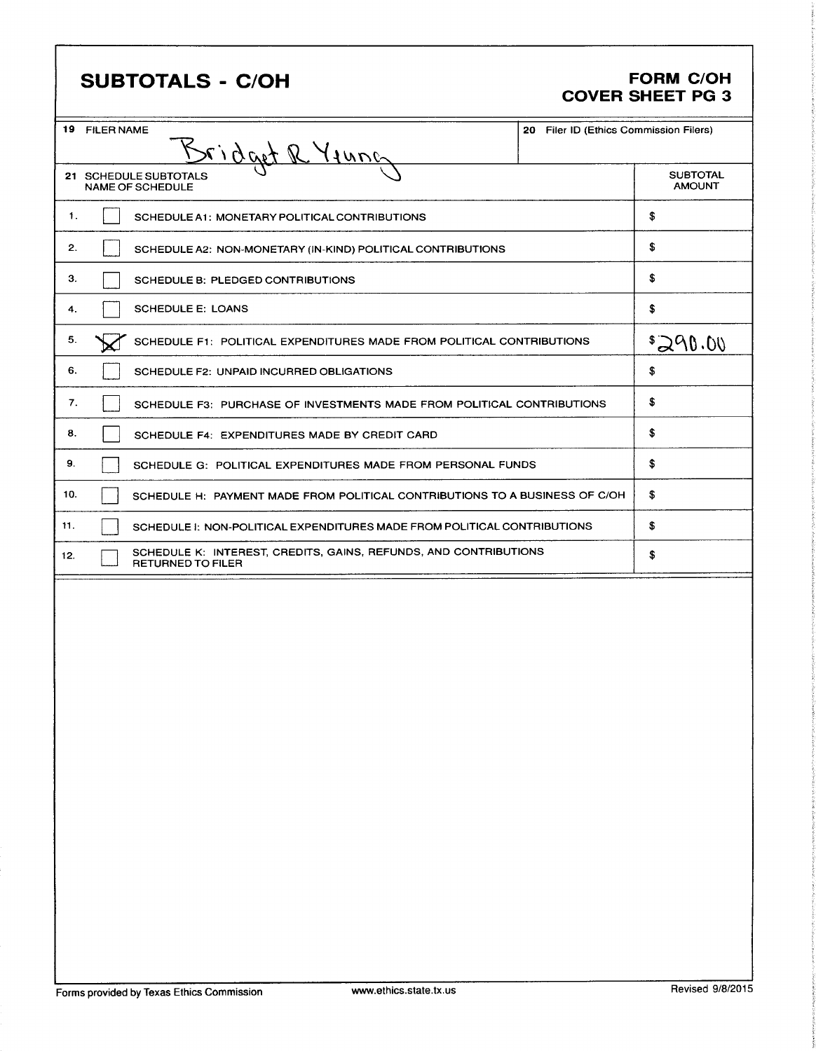# SUBTOTALS - C/OH

**FORM C/OH**
**COVER SHEET PG 3**

| 19 FILER NAME | 20 Filer ID (Ethics Commission Filers) |
|---|---|
| Bridget R Young | |

| 21 SCHEDULE SUBTOTALS | NAME OF SCHEDULE | SUBTOTAL AMOUNT |
|---|---|---|
| 1. | ☐ SCHEDULE A1: MONETARY POLITICAL CONTRIBUTIONS | $ |
| 2. | ☐ SCHEDULE A2: NON-MONETARY (IN-KIND) POLITICAL CONTRIBUTIONS | $ |
| 3. | ☐ SCHEDULE B: PLEDGED CONTRIBUTIONS | $ |
| 4. | ☐ SCHEDULE E: LOANS | $ |
| 5. | ☒ SCHEDULE F1: POLITICAL EXPENDITURES MADE FROM POLITICAL CONTRIBUTIONS | $290.00 |
| 6. | ☐ SCHEDULE F2: UNPAID INCURRED OBLIGATIONS | $ |
| 7. | ☐ SCHEDULE F3: PURCHASE OF INVESTMENTS MADE FROM POLITICAL CONTRIBUTIONS | $ |
| 8. | ☐ SCHEDULE F4: EXPENDITURES MADE BY CREDIT CARD | $ |
| 9. | ☐ SCHEDULE G: POLITICAL EXPENDITURES MADE FROM PERSONAL FUNDS | $ |
| 10. | ☐ SCHEDULE H: PAYMENT MADE FROM POLITICAL CONTRIBUTIONS TO A BUSINESS OF C/OH | $ |
| 11. | ☐ SCHEDULE I: NON-POLITICAL EXPENDITURES MADE FROM POLITICAL CONTRIBUTIONS | $ |
| 12. | ☐ SCHEDULE K: INTEREST, CREDITS, GAINS, REFUNDS, AND CONTRIBUTIONS RETURNED TO FILER | $ |

Forms provided by Texas Ethics Commission www.ethics.state.tx.us Revised 9/8/2015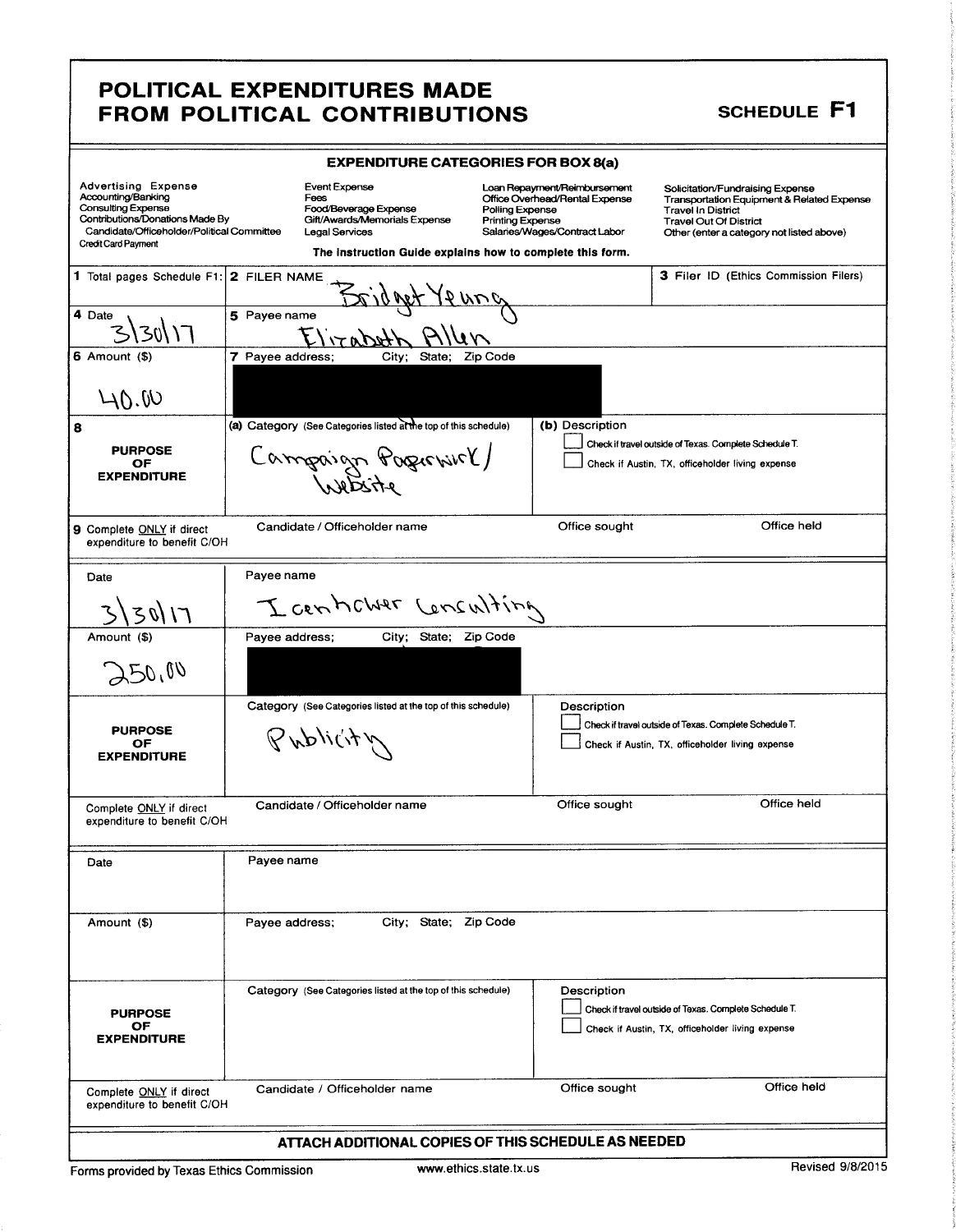# POLITICAL EXPENDITURES MADE FROM POLITICAL CONTRIBUTIONS

**SCHEDULE F1**

**EXPENDITURE CATEGORIES FOR BOX 8(a)**

| | | | |
|---|---|---|---|
| Advertising Expense | Event Expense | Loan Repayment/Reimbursement | Solicitation/Fundraising Expense |
| Accounting/Banking | Fees | Office Overhead/Rental Expense | Transportation Equipment & Related Expense |
| Consulting Expense | Food/Beverage Expense | Polling Expense | Travel In District |
| Contributions/Donations Made By Candidate/Officeholder/Political Committee | Gift/Awards/Memorials Expense | Printing Expense | Travel Out Of District |
| Credit Card Payment | Legal Services | Salaries/Wages/Contract Labor | Other (enter a category not listed above) |

The Instruction Guide explains how to complete this form.

| | | |
|---|---|---|
| 1 Total pages Schedule F1: | 2 FILER NAME: Bridget Young | 3 Filer ID (Ethics Commission Filers) |

| | |
|---|---|
| 4 Date: 3/30/17 | 5 Payee name: Elizabeth Allen |
| 6 Amount ($): 40.00 | 7 Payee address; City; State; Zip Code: [REDACTED] |
| 8 PURPOSE OF EXPENDITURE | (a) Category (See Categories listed at the top of this schedule): Campaign Paperwork/ Website |
| | (b) Description: ☐ Check if travel outside of Texas. Complete Schedule T. ☐ Check if Austin, TX, officeholder living expense |
| 9 Complete ONLY if direct expenditure to benefit C/OH | Candidate / Officeholder name: — Office sought: — Office held: — |

| | |
|---|---|
| Date: 3/30/17 | Payee name: Icenhower Consulting |
| Amount ($): 250.00 | Payee address; City; State; Zip Code: [REDACTED] |
| PURPOSE OF EXPENDITURE | Category (See Categories listed at the top of this schedule): Publicity |
| | Description: ☐ Check if travel outside of Texas. Complete Schedule T. ☐ Check if Austin, TX, officeholder living expense |
| Complete ONLY if direct expenditure to benefit C/OH | Candidate / Officeholder name: — Office sought: — Office held: — |

| | |
|---|---|
| Date: | Payee name: |
| Amount ($): | Payee address; City; State; Zip Code: |
| PURPOSE OF EXPENDITURE | Category (See Categories listed at the top of this schedule): |
| | Description: ☐ Check if travel outside of Texas. Complete Schedule T. ☐ Check if Austin, TX, officeholder living expense |
| Complete ONLY if direct expenditure to benefit C/OH | Candidate / Officeholder name: — Office sought: — Office held: — |

**ATTACH ADDITIONAL COPIES OF THIS SCHEDULE AS NEEDED**

Forms provided by Texas Ethics Commission — www.ethics.state.tx.us — Revised 9/8/2015